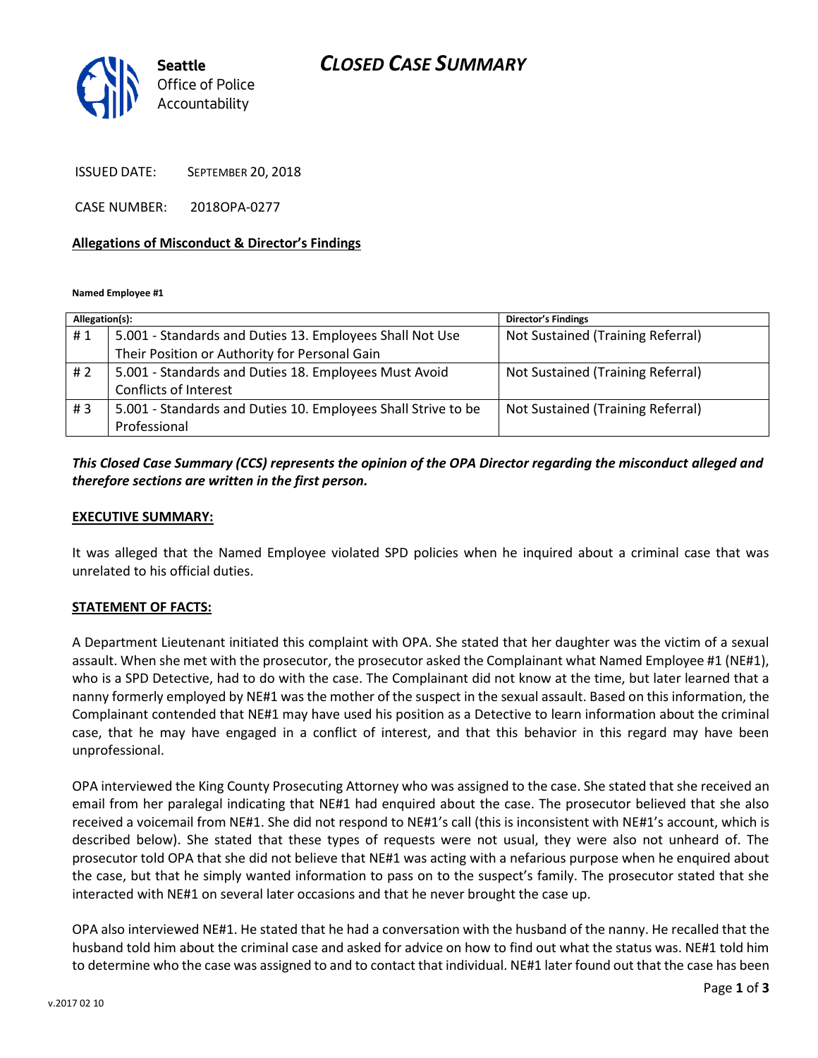Seattle Office of Police Accountability

# CLOSED CASE SUMMARY

ISSUED DATE: SEPTEMBER 20, 2018

CASE NUMBER: 2018OPA-0277

**Allegations of Misconduct & Director's Findings**

**Named Employee #1**

| Allegation(s): | | Director's Findings |
|---|---|---|
| # 1 | 5.001 - Standards and Duties 13. Employees Shall Not Use Their Position or Authority for Personal Gain | Not Sustained (Training Referral) |
| # 2 | 5.001 - Standards and Duties 18. Employees Must Avoid Conflicts of Interest | Not Sustained (Training Referral) |
| # 3 | 5.001 - Standards and Duties 10. Employees Shall Strive to be Professional | Not Sustained (Training Referral) |

***This Closed Case Summary (CCS) represents the opinion of the OPA Director regarding the misconduct alleged and therefore sections are written in the first person.***

**EXECUTIVE SUMMARY:**

It was alleged that the Named Employee violated SPD policies when he inquired about a criminal case that was unrelated to his official duties.

**STATEMENT OF FACTS:**

A Department Lieutenant initiated this complaint with OPA. She stated that her daughter was the victim of a sexual assault. When she met with the prosecutor, the prosecutor asked the Complainant what Named Employee #1 (NE#1), who is a SPD Detective, had to do with the case. The Complainant did not know at the time, but later learned that a nanny formerly employed by NE#1 was the mother of the suspect in the sexual assault. Based on this information, the Complainant contended that NE#1 may have used his position as a Detective to learn information about the criminal case, that he may have engaged in a conflict of interest, and that this behavior in this regard may have been unprofessional.

OPA interviewed the King County Prosecuting Attorney who was assigned to the case. She stated that she received an email from her paralegal indicating that NE#1 had enquired about the case. The prosecutor believed that she also received a voicemail from NE#1. She did not respond to NE#1's call (this is inconsistent with NE#1's account, which is described below). She stated that these types of requests were not usual, they were also not unheard of. The prosecutor told OPA that she did not believe that NE#1 was acting with a nefarious purpose when he enquired about the case, but that he simply wanted information to pass on to the suspect's family. The prosecutor stated that she interacted with NE#1 on several later occasions and that he never brought the case up.

OPA also interviewed NE#1. He stated that he had a conversation with the husband of the nanny. He recalled that the husband told him about the criminal case and asked for advice on how to find out what the status was. NE#1 told him to determine who the case was assigned to and to contact that individual. NE#1 later found out that the case has been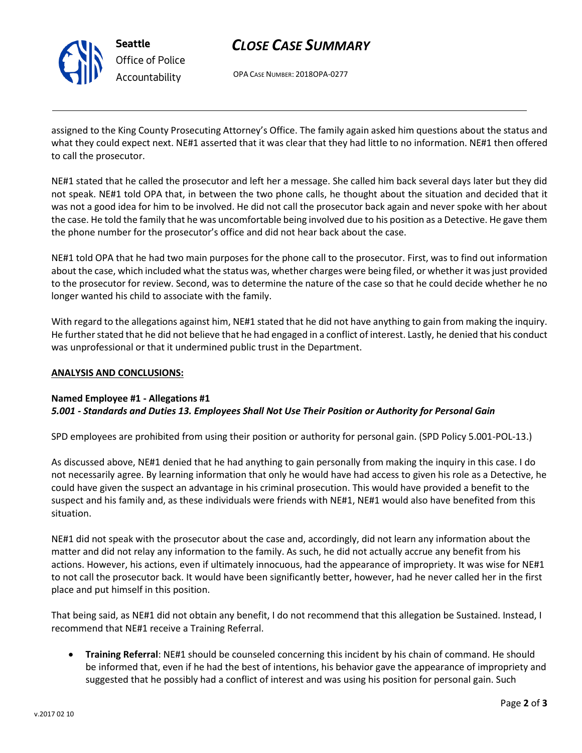assigned to the King County Prosecuting Attorney's Office. The family again asked him questions about the status and what they could expect next. NE#1 asserted that it was clear that they had little to no information. NE#1 then offered to call the prosecutor.

NE#1 stated that he called the prosecutor and left her a message. She called him back several days later but they did not speak. NE#1 told OPA that, in between the two phone calls, he thought about the situation and decided that it was not a good idea for him to be involved. He did not call the prosecutor back again and never spoke with her about the case. He told the family that he was uncomfortable being involved due to his position as a Detective. He gave them the phone number for the prosecutor's office and did not hear back about the case.

NE#1 told OPA that he had two main purposes for the phone call to the prosecutor. First, was to find out information about the case, which included what the status was, whether charges were being filed, or whether it was just provided to the prosecutor for review. Second, was to determine the nature of the case so that he could decide whether he no longer wanted his child to associate with the family.

With regard to the allegations against him, NE#1 stated that he did not have anything to gain from making the inquiry. He further stated that he did not believe that he had engaged in a conflict of interest. Lastly, he denied that his conduct was unprofessional or that it undermined public trust in the Department.

**ANALYSIS AND CONCLUSIONS:**

**Named Employee #1 - Allegations #1**
***5.001 - Standards and Duties 13. Employees Shall Not Use Their Position or Authority for Personal Gain***

SPD employees are prohibited from using their position or authority for personal gain. (SPD Policy 5.001-POL-13.)

As discussed above, NE#1 denied that he had anything to gain personally from making the inquiry in this case. I do not necessarily agree. By learning information that only he would have had access to given his role as a Detective, he could have given the suspect an advantage in his criminal prosecution. This would have provided a benefit to the suspect and his family and, as these individuals were friends with NE#1, NE#1 would also have benefited from this situation.

NE#1 did not speak with the prosecutor about the case and, accordingly, did not learn any information about the matter and did not relay any information to the family. As such, he did not actually accrue any benefit from his actions. However, his actions, even if ultimately innocuous, had the appearance of impropriety. It was wise for NE#1 to not call the prosecutor back. It would have been significantly better, however, had he never called her in the first place and put himself in this position.

That being said, as NE#1 did not obtain any benefit, I do not recommend that this allegation be Sustained. Instead, I recommend that NE#1 receive a Training Referral.

- **Training Referral**: NE#1 should be counseled concerning this incident by his chain of command. He should be informed that, even if he had the best of intentions, his behavior gave the appearance of impropriety and suggested that he possibly had a conflict of interest and was using his position for personal gain. Such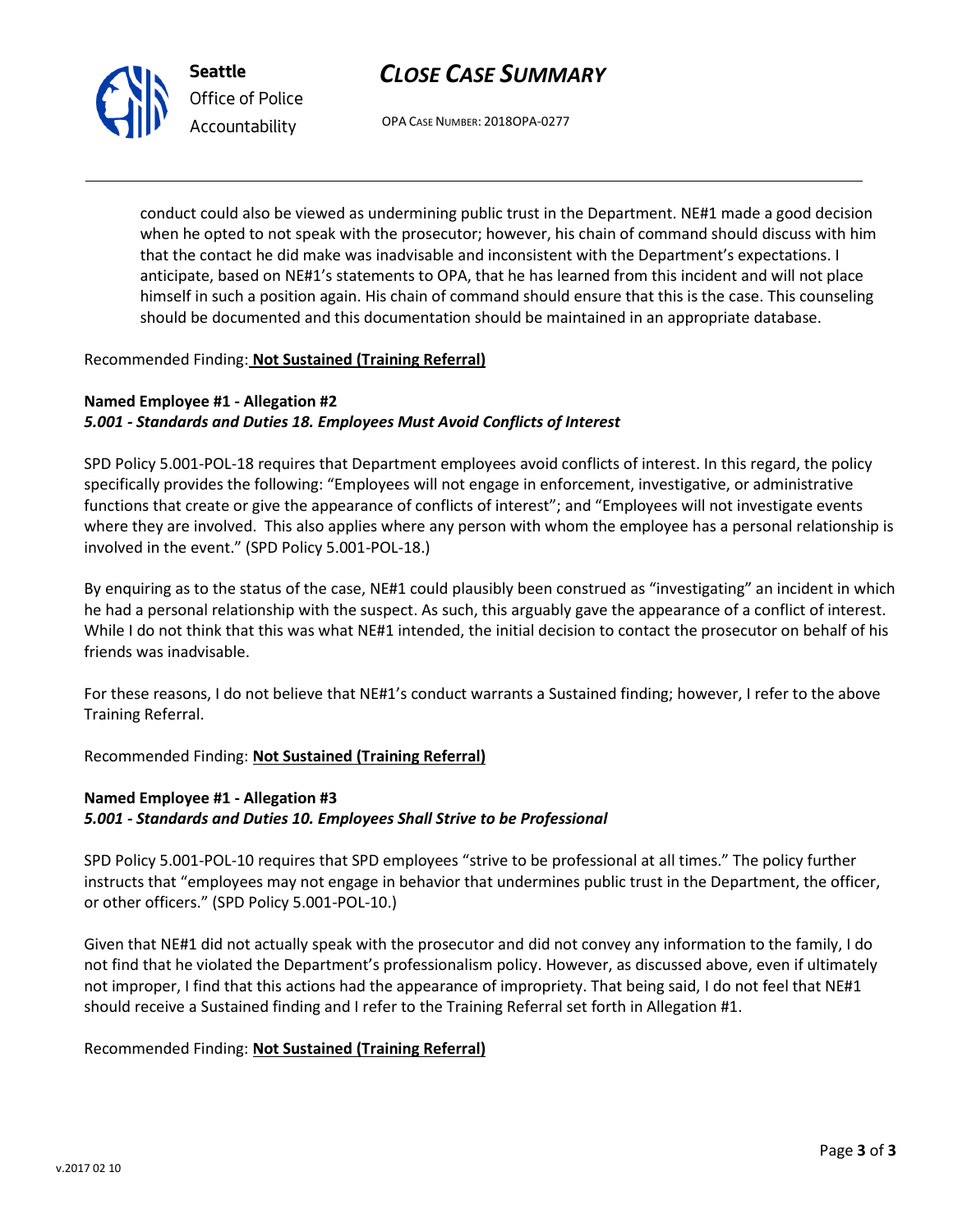conduct could also be viewed as undermining public trust in the Department. NE#1 made a good decision when he opted to not speak with the prosecutor; however, his chain of command should discuss with him that the contact he did make was inadvisable and inconsistent with the Department's expectations. I anticipate, based on NE#1's statements to OPA, that he has learned from this incident and will not place himself in such a position again. His chain of command should ensure that this is the case. This counseling should be documented and this documentation should be maintained in an appropriate database.

Recommended Finding: **Not Sustained (Training Referral)**

**Named Employee #1 - Allegation #2**
***5.001 - Standards and Duties 18. Employees Must Avoid Conflicts of Interest***

SPD Policy 5.001-POL-18 requires that Department employees avoid conflicts of interest. In this regard, the policy specifically provides the following: "Employees will not engage in enforcement, investigative, or administrative functions that create or give the appearance of conflicts of interest"; and "Employees will not investigate events where they are involved. This also applies where any person with whom the employee has a personal relationship is involved in the event." (SPD Policy 5.001-POL-18.)

By enquiring as to the status of the case, NE#1 could plausibly been construed as "investigating" an incident in which he had a personal relationship with the suspect. As such, this arguably gave the appearance of a conflict of interest. While I do not think that this was what NE#1 intended, the initial decision to contact the prosecutor on behalf of his friends was inadvisable.

For these reasons, I do not believe that NE#1's conduct warrants a Sustained finding; however, I refer to the above Training Referral.

Recommended Finding: **Not Sustained (Training Referral)**

**Named Employee #1 - Allegation #3**
***5.001 - Standards and Duties 10. Employees Shall Strive to be Professional***

SPD Policy 5.001-POL-10 requires that SPD employees "strive to be professional at all times." The policy further instructs that "employees may not engage in behavior that undermines public trust in the Department, the officer, or other officers." (SPD Policy 5.001-POL-10.)

Given that NE#1 did not actually speak with the prosecutor and did not convey any information to the family, I do not find that he violated the Department's professionalism policy. However, as discussed above, even if ultimately not improper, I find that this actions had the appearance of impropriety. That being said, I do not feel that NE#1 should receive a Sustained finding and I refer to the Training Referral set forth in Allegation #1.

Recommended Finding: **Not Sustained (Training Referral)**